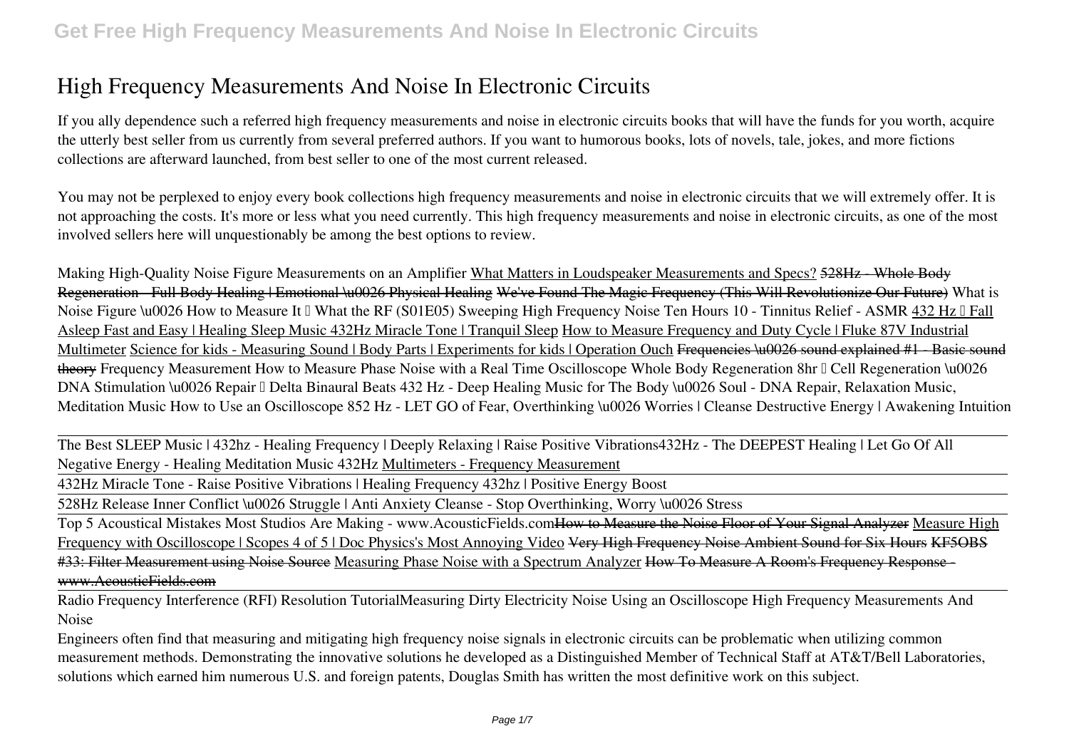# High Frequency Measurements And Noise In Electronic Circuits

If you ally dependence such a referred high frequency measurements and noise in electronic circuits books that will have the funds for you worth, acquire the utterly best seller from us currently from several preferred authors. If you want to humorous books, lots of novels, tale, jokes, and more fictions collections are afterward launched, from best seller to one of the most current released.

You may not be perplexed to enjoy every book collections high frequency measurements and noise in electronic circuits that we will extremely offer. It is not approaching the costs. It's more or less what you need currently. This high frequency measurements and noise in electronic circuits, as one of the most involved sellers here will unquestionably be among the best options to review.

Making High-Quality Noise Figure Measurements on an Amplifier What Matters in Loudspeaker Measurements and Specs? ~~528Hz - Whole Body Regeneration - Full Body Healing | Emotional \u0026 Physical Healing~~ ~~We've Found The Magic Frequency (This Will Revolutionize Our Future)~~ What is Noise Figure \u0026 How to Measure It – What the RF (S01E05) Sweeping High Frequency Noise Ten Hours 10 - Tinnitus Relief - ASMR 432 Hz – Fall Asleep Fast and Easy | Healing Sleep Music 432Hz Miracle Tone | Tranquil Sleep How to Measure Frequency and Duty Cycle | Fluke 87V Industrial Multimeter Science for kids - Measuring Sound | Body Parts | Experiments for kids | Operation Ouch ~~Frequencies \u0026 sound explained #1 - Basic sound theory~~ Frequency Measurement How to Measure Phase Noise with a Real Time Oscilloscope Whole Body Regeneration 8hr – Cell Regeneration \u0026 DNA Stimulation \u0026 Repair – Delta Binaural Beats 432 Hz - Deep Healing Music for The Body \u0026 Soul - DNA Repair, Relaxation Music, Meditation Music How to Use an Oscilloscope 852 Hz - LET GO of Fear, Overthinking \u0026 Worries | Cleanse Destructive Energy | Awakening Intuition

The Best SLEEP Music | 432hz - Healing Frequency | Deeply Relaxing | Raise Positive Vibrations432Hz - The DEEPEST Healing | Let Go Of All Negative Energy - Healing Meditation Music 432Hz Multimeters - Frequency Measurement

432Hz Miracle Tone - Raise Positive Vibrations | Healing Frequency 432hz | Positive Energy Boost

528Hz Release Inner Conflict \u0026 Struggle | Anti Anxiety Cleanse - Stop Overthinking, Worry \u0026 Stress

Top 5 Acoustical Mistakes Most Studios Are Making - www.AcousticFields.com~~How to Measure the Noise Floor of Your Signal Analyzer~~ Measure High Frequency with Oscilloscope | Scopes 4 of 5 | Doc Physics's Most Annoying Video ~~Very High Frequency Noise Ambient Sound for Six Hours~~ ~~KF5OBS #33: Filter Measurement using Noise Source~~ Measuring Phase Noise with a Spectrum Analyzer ~~How To Measure A Room's Frequency Response - www.AcousticFields.com~~

Radio Frequency Interference (RFI) Resolution TutorialMeasuring Dirty Electricity Noise Using an Oscilloscope High Frequency Measurements And Noise

Engineers often find that measuring and mitigating high frequency noise signals in electronic circuits can be problematic when utilizing common measurement methods. Demonstrating the innovative solutions he developed as a Distinguished Member of Technical Staff at AT&T/Bell Laboratories, solutions which earned him numerous U.S. and foreign patents, Douglas Smith has written the most definitive work on this subject.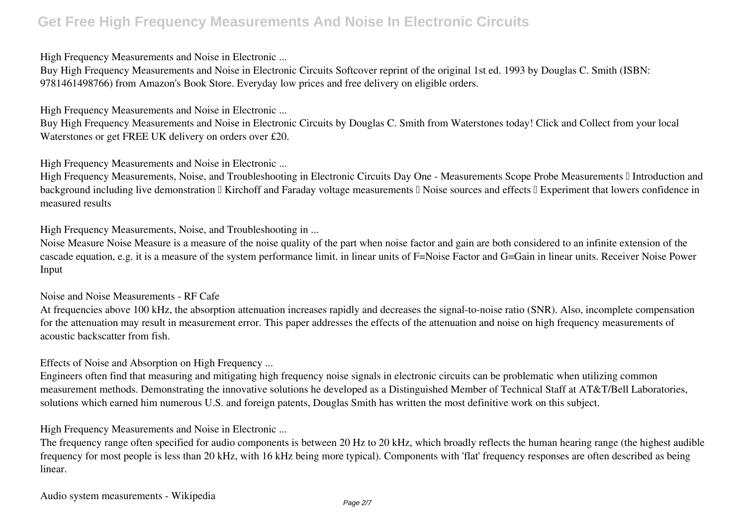**High Frequency Measurements and Noise in Electronic ...**

Buy High Frequency Measurements and Noise in Electronic Circuits Softcover reprint of the original 1st ed. 1993 by Douglas C. Smith (ISBN: 9781461498766) from Amazon's Book Store. Everyday low prices and free delivery on eligible orders.

**High Frequency Measurements and Noise in Electronic ...**

Buy High Frequency Measurements and Noise in Electronic Circuits by Douglas C. Smith from Waterstones today! Click and Collect from your local Waterstones or get FREE UK delivery on orders over £20.

**High Frequency Measurements and Noise in Electronic ...**

High Frequency Measurements, Noise, and Troubleshooting in Electronic Circuits Day One - Measurements Scope Probe Measurements  Introduction and background including live demonstration  Kirchoff and Faraday voltage measurements  Noise sources and effects  Experiment that lowers confidence in measured results

**High Frequency Measurements, Noise, and Troubleshooting in ...**

Noise Measure Noise Measure is a measure of the noise quality of the part when noise factor and gain are both considered to an infinite extension of the cascade equation, e.g. it is a measure of the system performance limit. in linear units of F=Noise Factor and G=Gain in linear units. Receiver Noise Power Input

**Noise and Noise Measurements - RF Cafe**

At frequencies above 100 kHz, the absorption attenuation increases rapidly and decreases the signal-to-noise ratio (SNR). Also, incomplete compensation for the attenuation may result in measurement error. This paper addresses the effects of the attenuation and noise on high frequency measurements of acoustic backscatter from fish.

**Effects of Noise and Absorption on High Frequency ...**

Engineers often find that measuring and mitigating high frequency noise signals in electronic circuits can be problematic when utilizing common measurement methods. Demonstrating the innovative solutions he developed as a Distinguished Member of Technical Staff at AT&T/Bell Laboratories, solutions which earned him numerous U.S. and foreign patents, Douglas Smith has written the most definitive work on this subject.

**High Frequency Measurements and Noise in Electronic ...**

The frequency range often specified for audio components is between 20 Hz to 20 kHz, which broadly reflects the human hearing range (the highest audible frequency for most people is less than 20 kHz, with 16 kHz being more typical). Components with 'flat' frequency responses are often described as being linear.

**Audio system measurements - Wikipedia**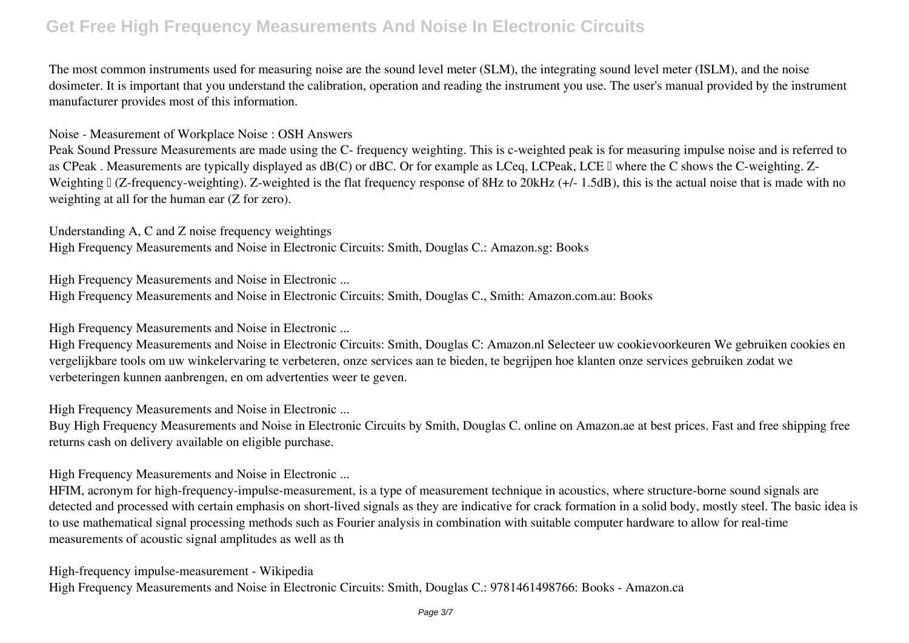The most common instruments used for measuring noise are the sound level meter (SLM), the integrating sound level meter (ISLM), and the noise dosimeter. It is important that you understand the calibration, operation and reading the instrument you use. The user's manual provided by the instrument manufacturer provides most of this information.

Noise - Measurement of Workplace Noise : OSH Answers

Peak Sound Pressure Measurements are made using the C- frequency weighting. This is c-weighted peak is for measuring impulse noise and is referred to as CPeak . Measurements are typically displayed as dB(C) or dBC. Or for example as LCeq, LCPeak, LCE – where the C shows the C-weighting. Z-Weighting – (Z-frequency-weighting). Z-weighted is the flat frequency response of 8Hz to 20kHz (+/- 1.5dB), this is the actual noise that is made with no weighting at all for the human ear (Z for zero).

Understanding A, C and Z noise frequency weightings

High Frequency Measurements and Noise in Electronic Circuits: Smith, Douglas C.: Amazon.sg: Books

High Frequency Measurements and Noise in Electronic ...

High Frequency Measurements and Noise in Electronic Circuits: Smith, Douglas C., Smith: Amazon.com.au: Books

High Frequency Measurements and Noise in Electronic ...

High Frequency Measurements and Noise in Electronic Circuits: Smith, Douglas C: Amazon.nl Selecteer uw cookievoorkeuren We gebruiken cookies en vergelijkbare tools om uw winkelervaring te verbeteren, onze services aan te bieden, te begrijpen hoe klanten onze services gebruiken zodat we verbeteringen kunnen aanbrengen, en om advertenties weer te geven.

High Frequency Measurements and Noise in Electronic ...

Buy High Frequency Measurements and Noise in Electronic Circuits by Smith, Douglas C. online on Amazon.ae at best prices. Fast and free shipping free returns cash on delivery available on eligible purchase.

High Frequency Measurements and Noise in Electronic ...

HFIM, acronym for high-frequency-impulse-measurement, is a type of measurement technique in acoustics, where structure-borne sound signals are detected and processed with certain emphasis on short-lived signals as they are indicative for crack formation in a solid body, mostly steel. The basic idea is to use mathematical signal processing methods such as Fourier analysis in combination with suitable computer hardware to allow for real-time measurements of acoustic signal amplitudes as well as th

High-frequency impulse-measurement - Wikipedia

High Frequency Measurements and Noise in Electronic Circuits: Smith, Douglas C.: 9781461498766: Books - Amazon.ca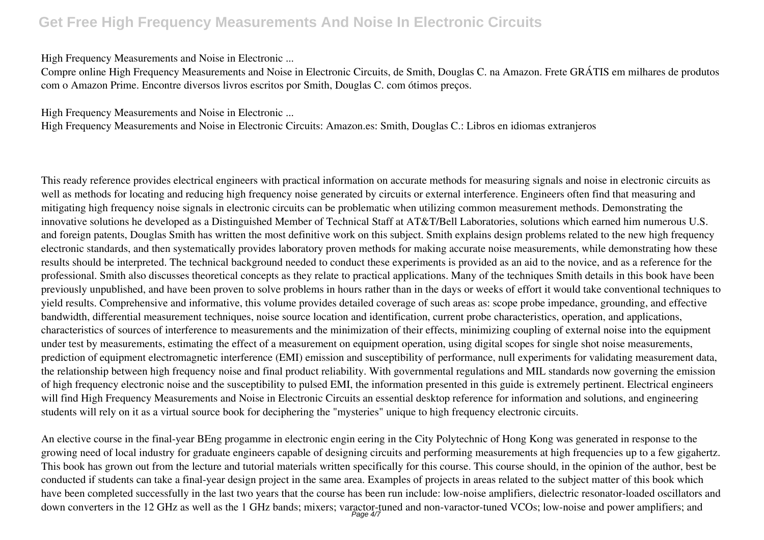High Frequency Measurements and Noise in Electronic ...

Compre online High Frequency Measurements and Noise in Electronic Circuits, de Smith, Douglas C. na Amazon. Frete GRÁTIS em milhares de produtos com o Amazon Prime. Encontre diversos livros escritos por Smith, Douglas C. com ótimos preços.

High Frequency Measurements and Noise in Electronic ...

High Frequency Measurements and Noise in Electronic Circuits: Amazon.es: Smith, Douglas C.: Libros en idiomas extranjeros

This ready reference provides electrical engineers with practical information on accurate methods for measuring signals and noise in electronic circuits as well as methods for locating and reducing high frequency noise generated by circuits or external interference. Engineers often find that measuring and mitigating high frequency noise signals in electronic circuits can be problematic when utilizing common measurement methods. Demonstrating the innovative solutions he developed as a Distinguished Member of Technical Staff at AT&T/Bell Laboratories, solutions which earned him numerous U.S. and foreign patents, Douglas Smith has written the most definitive work on this subject. Smith explains design problems related to the new high frequency electronic standards, and then systematically provides laboratory proven methods for making accurate noise measurements, while demonstrating how these results should be interpreted. The technical background needed to conduct these experiments is provided as an aid to the novice, and as a reference for the professional. Smith also discusses theoretical concepts as they relate to practical applications. Many of the techniques Smith details in this book have been previously unpublished, and have been proven to solve problems in hours rather than in the days or weeks of effort it would take conventional techniques to yield results. Comprehensive and informative, this volume provides detailed coverage of such areas as: scope probe impedance, grounding, and effective bandwidth, differential measurement techniques, noise source location and identification, current probe characteristics, operation, and applications, characteristics of sources of interference to measurements and the minimization of their effects, minimizing coupling of external noise into the equipment under test by measurements, estimating the effect of a measurement on equipment operation, using digital scopes for single shot noise measurements, prediction of equipment electromagnetic interference (EMI) emission and susceptibility of performance, null experiments for validating measurement data, the relationship between high frequency noise and final product reliability. With governmental regulations and MIL standards now governing the emission of high frequency electronic noise and the susceptibility to pulsed EMI, the information presented in this guide is extremely pertinent. Electrical engineers will find High Frequency Measurements and Noise in Electronic Circuits an essential desktop reference for information and solutions, and engineering students will rely on it as a virtual source book for deciphering the "mysteries" unique to high frequency electronic circuits.

An elective course in the final-year BEng progamme in electronic engin eering in the City Polytechnic of Hong Kong was generated in response to the growing need of local industry for graduate engineers capable of designing circuits and performing measurements at high frequencies up to a few gigahertz. This book has grown out from the lecture and tutorial materials written specifically for this course. This course should, in the opinion of the author, best be conducted if students can take a final-year design project in the same area. Examples of projects in areas related to the subject matter of this book which have been completed successfully in the last two years that the course has been run include: low-noise amplifiers, dielectric resonator-loaded oscillators and down converters in the 12 GHz as well as the 1 GHz bands; mixers; varactor-tuned and non-varactor-tuned VCOs; low-noise and power amplifiers; and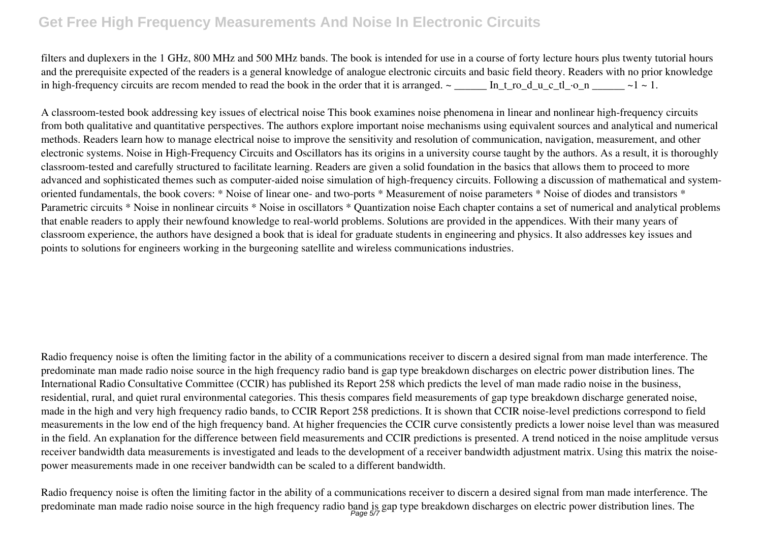filters and duplexers in the 1 GHz, 800 MHz and 500 MHz bands. The book is intended for use in a course of forty lecture hours plus twenty tutorial hours and the prerequisite expected of the readers is a general knowledge of analogue electronic circuits and basic field theory. Readers with no prior knowledge in high-frequency circuits are recom mended to read the book in the order that it is arranged. ~ ______ In_t_ro_d_u_c_tl_·o_n ______ ~1 ~ 1.

A classroom-tested book addressing key issues of electrical noise This book examines noise phenomena in linear and nonlinear high-frequency circuits from both qualitative and quantitative perspectives. The authors explore important noise mechanisms using equivalent sources and analytical and numerical methods. Readers learn how to manage electrical noise to improve the sensitivity and resolution of communication, navigation, measurement, and other electronic systems. Noise in High-Frequency Circuits and Oscillators has its origins in a university course taught by the authors. As a result, it is thoroughly classroom-tested and carefully structured to facilitate learning. Readers are given a solid foundation in the basics that allows them to proceed to more advanced and sophisticated themes such as computer-aided noise simulation of high-frequency circuits. Following a discussion of mathematical and system-oriented fundamentals, the book covers: * Noise of linear one- and two-ports * Measurement of noise parameters * Noise of diodes and transistors * Parametric circuits * Noise in nonlinear circuits * Noise in oscillators * Quantization noise Each chapter contains a set of numerical and analytical problems that enable readers to apply their newfound knowledge to real-world problems. Solutions are provided in the appendices. With their many years of classroom experience, the authors have designed a book that is ideal for graduate students in engineering and physics. It also addresses key issues and points to solutions for engineers working in the burgeoning satellite and wireless communications industries.

Radio frequency noise is often the limiting factor in the ability of a communications receiver to discern a desired signal from man made interference. The predominate man made radio noise source in the high frequency radio band is gap type breakdown discharges on electric power distribution lines. The International Radio Consultative Committee (CCIR) has published its Report 258 which predicts the level of man made radio noise in the business, residential, rural, and quiet rural environmental categories. This thesis compares field measurements of gap type breakdown discharge generated noise, made in the high and very high frequency radio bands, to CCIR Report 258 predictions. It is shown that CCIR noise-level predictions correspond to field measurements in the low end of the high frequency band. At higher frequencies the CCIR curve consistently predicts a lower noise level than was measured in the field. An explanation for the difference between field measurements and CCIR predictions is presented. A trend noticed in the noise amplitude versus receiver bandwidth data measurements is investigated and leads to the development of a receiver bandwidth adjustment matrix. Using this matrix the noise-power measurements made in one receiver bandwidth can be scaled to a different bandwidth.

Radio frequency noise is often the limiting factor in the ability of a communications receiver to discern a desired signal from man made interference. The predominate man made radio noise source in the high frequency radio band is gap type breakdown discharges on electric power distribution lines. The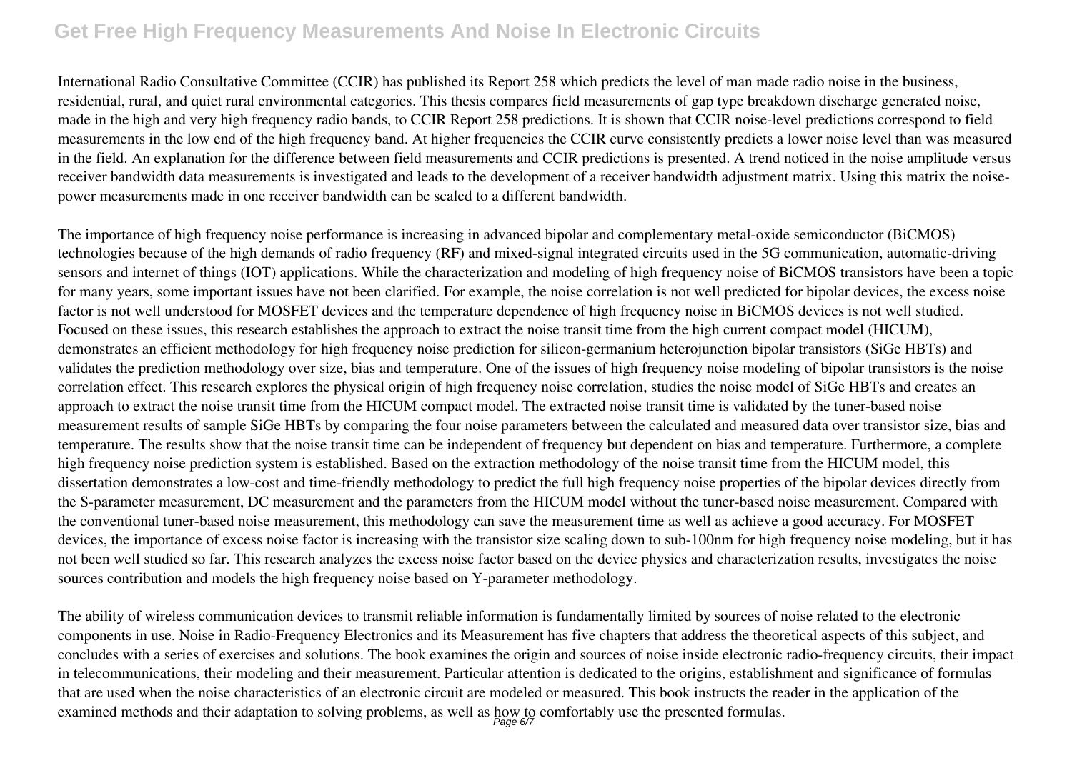International Radio Consultative Committee (CCIR) has published its Report 258 which predicts the level of man made radio noise in the business, residential, rural, and quiet rural environmental categories. This thesis compares field measurements of gap type breakdown discharge generated noise, made in the high and very high frequency radio bands, to CCIR Report 258 predictions. It is shown that CCIR noise-level predictions correspond to field measurements in the low end of the high frequency band. At higher frequencies the CCIR curve consistently predicts a lower noise level than was measured in the field. An explanation for the difference between field measurements and CCIR predictions is presented. A trend noticed in the noise amplitude versus receiver bandwidth data measurements is investigated and leads to the development of a receiver bandwidth adjustment matrix. Using this matrix the noise-power measurements made in one receiver bandwidth can be scaled to a different bandwidth.

The importance of high frequency noise performance is increasing in advanced bipolar and complementary metal-oxide semiconductor (BiCMOS) technologies because of the high demands of radio frequency (RF) and mixed-signal integrated circuits used in the 5G communication, automatic-driving sensors and internet of things (IOT) applications. While the characterization and modeling of high frequency noise of BiCMOS transistors have been a topic for many years, some important issues have not been clarified. For example, the noise correlation is not well predicted for bipolar devices, the excess noise factor is not well understood for MOSFET devices and the temperature dependence of high frequency noise in BiCMOS devices is not well studied. Focused on these issues, this research establishes the approach to extract the noise transit time from the high current compact model (HICUM), demonstrates an efficient methodology for high frequency noise prediction for silicon-germanium heterojunction bipolar transistors (SiGe HBTs) and validates the prediction methodology over size, bias and temperature. One of the issues of high frequency noise modeling of bipolar transistors is the noise correlation effect. This research explores the physical origin of high frequency noise correlation, studies the noise model of SiGe HBTs and creates an approach to extract the noise transit time from the HICUM compact model. The extracted noise transit time is validated by the tuner-based noise measurement results of sample SiGe HBTs by comparing the four noise parameters between the calculated and measured data over transistor size, bias and temperature. The results show that the noise transit time can be independent of frequency but dependent on bias and temperature. Furthermore, a complete high frequency noise prediction system is established. Based on the extraction methodology of the noise transit time from the HICUM model, this dissertation demonstrates a low-cost and time-friendly methodology to predict the full high frequency noise properties of the bipolar devices directly from the S-parameter measurement, DC measurement and the parameters from the HICUM model without the tuner-based noise measurement. Compared with the conventional tuner-based noise measurement, this methodology can save the measurement time as well as achieve a good accuracy. For MOSFET devices, the importance of excess noise factor is increasing with the transistor size scaling down to sub-100nm for high frequency noise modeling, but it has not been well studied so far. This research analyzes the excess noise factor based on the device physics and characterization results, investigates the noise sources contribution and models the high frequency noise based on Y-parameter methodology.

The ability of wireless communication devices to transmit reliable information is fundamentally limited by sources of noise related to the electronic components in use. Noise in Radio-Frequency Electronics and its Measurement has five chapters that address the theoretical aspects of this subject, and concludes with a series of exercises and solutions. The book examines the origin and sources of noise inside electronic radio-frequency circuits, their impact in telecommunications, their modeling and their measurement. Particular attention is dedicated to the origins, establishment and significance of formulas that are used when the noise characteristics of an electronic circuit are modeled or measured. This book instructs the reader in the application of the examined methods and their adaptation to solving problems, as well as how to comfortably use the presented formulas.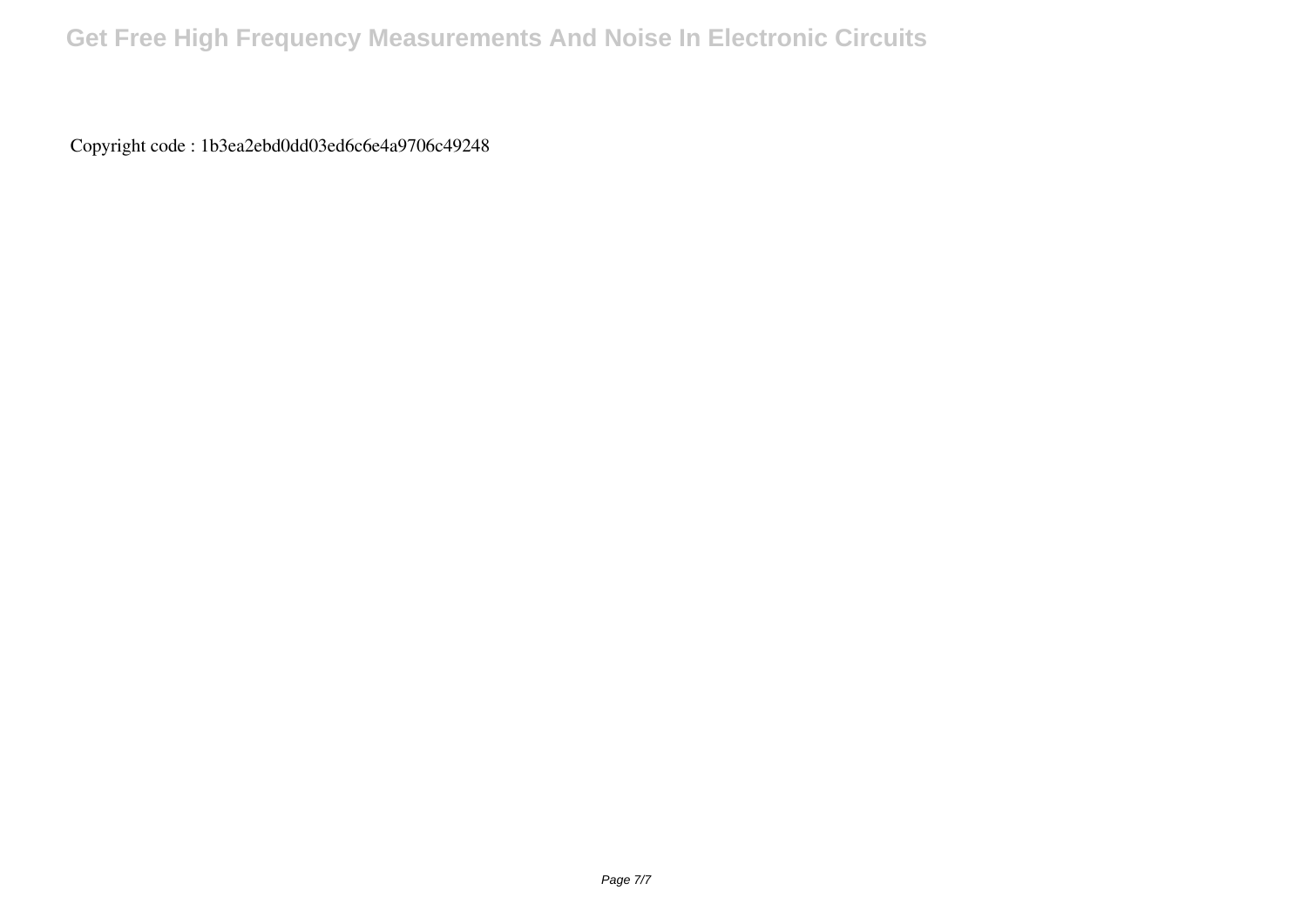Copyright code : 1b3ea2ebd0dd03ed6c6e4a9706c49248